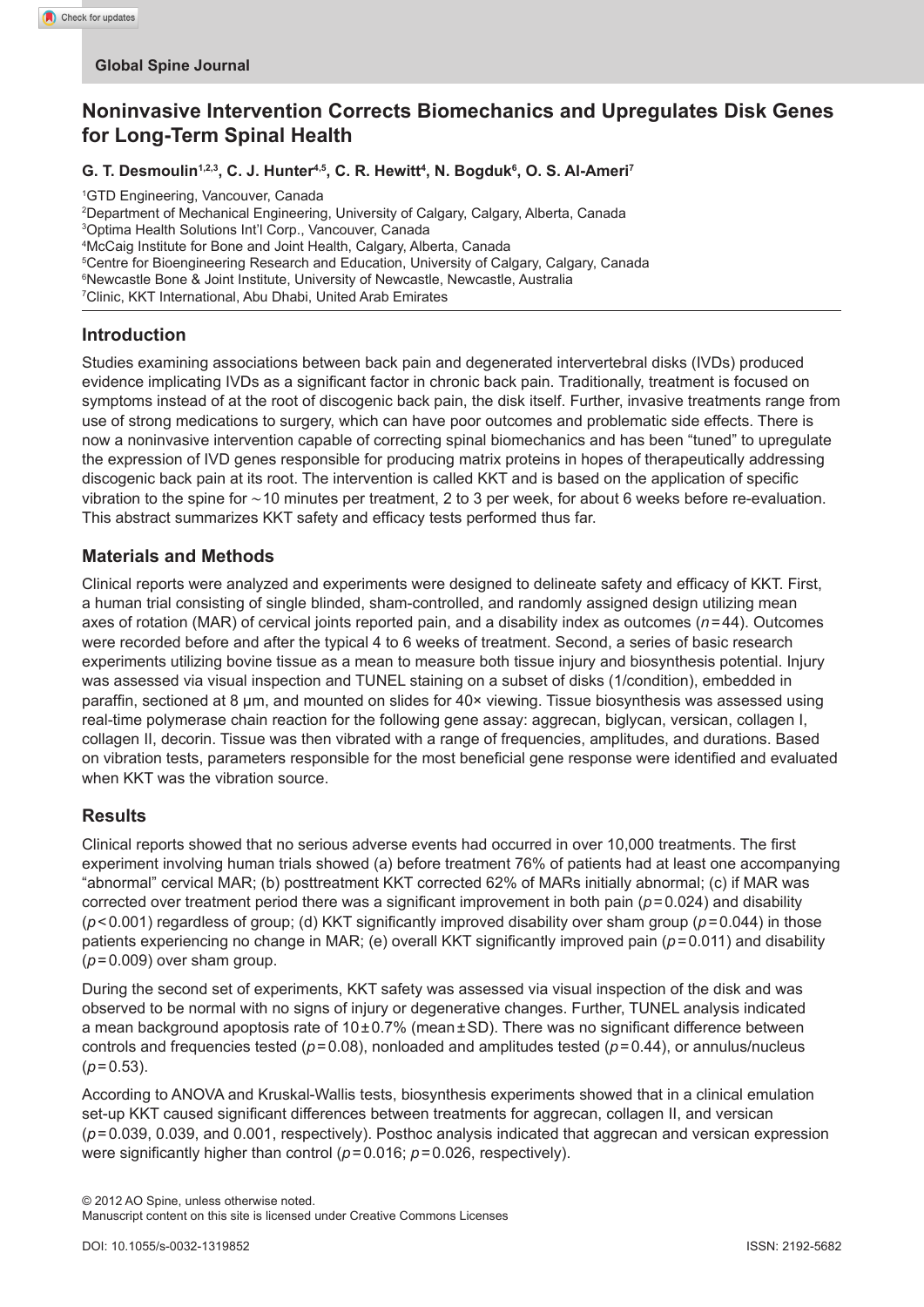Global Spine Journal

# Noninvasive Intervention Corrects Biomechanics and Upregulates Disk Genes for Long-Term Spinal Health

**G. T. Desmoulin[1,2,3], C. J. Hunter[4,5], C. R. Hewitt[4], N. Bogduk[6], O. S. Al-Ameri[7]**

[1]GTD Engineering, Vancouver, Canada
[2]Department of Mechanical Engineering, University of Calgary, Calgary, Alberta, Canada
[3]Optima Health Solutions Int'l Corp., Vancouver, Canada
[4]McCaig Institute for Bone and Joint Health, Calgary, Alberta, Canada
[5]Centre for Bioengineering Research and Education, University of Calgary, Calgary, Canada
[6]Newcastle Bone & Joint Institute, University of Newcastle, Newcastle, Australia
[7]Clinic, KKT International, Abu Dhabi, United Arab Emirates

## Introduction

Studies examining associations between back pain and degenerated intervertebral disks (IVDs) produced evidence implicating IVDs as a significant factor in chronic back pain. Traditionally, treatment is focused on symptoms instead of at the root of discogenic back pain, the disk itself. Further, invasive treatments range from use of strong medications to surgery, which can have poor outcomes and problematic side effects. There is now a noninvasive intervention capable of correcting spinal biomechanics and has been "tuned" to upregulate the expression of IVD genes responsible for producing matrix proteins in hopes of therapeutically addressing discogenic back pain at its root. The intervention is called KKT and is based on the application of specific vibration to the spine for ~10 minutes per treatment, 2 to 3 per week, for about 6 weeks before re-evaluation. This abstract summarizes KKT safety and efficacy tests performed thus far.

## Materials and Methods

Clinical reports were analyzed and experiments were designed to delineate safety and efficacy of KKT. First, a human trial consisting of single blinded, sham-controlled, and randomly assigned design utilizing mean axes of rotation (MAR) of cervical joints reported pain, and a disability index as outcomes ($n = 44$). Outcomes were recorded before and after the typical 4 to 6 weeks of treatment. Second, a series of basic research experiments utilizing bovine tissue as a mean to measure both tissue injury and biosynthesis potential. Injury was assessed via visual inspection and TUNEL staining on a subset of disks (1/condition), embedded in paraffin, sectioned at 8 μm, and mounted on slides for 40× viewing. Tissue biosynthesis was assessed using real-time polymerase chain reaction for the following gene assay: aggrecan, biglycan, versican, collagen I, collagen II, decorin. Tissue was then vibrated with a range of frequencies, amplitudes, and durations. Based on vibration tests, parameters responsible for the most beneficial gene response were identified and evaluated when KKT was the vibration source.

## Results

Clinical reports showed that no serious adverse events had occurred in over 10,000 treatments. The first experiment involving human trials showed (a) before treatment 76% of patients had at least one accompanying "abnormal" cervical MAR; (b) posttreatment KKT corrected 62% of MARs initially abnormal; (c) if MAR was corrected over treatment period there was a significant improvement in both pain ($p = 0.024$) and disability ($p < 0.001$) regardless of group; (d) KKT significantly improved disability over sham group ($p = 0.044$) in those patients experiencing no change in MAR; (e) overall KKT significantly improved pain ($p = 0.011$) and disability ($p = 0.009$) over sham group.

During the second set of experiments, KKT safety was assessed via visual inspection of the disk and was observed to be normal with no signs of injury or degenerative changes. Further, TUNEL analysis indicated a mean background apoptosis rate of $10 \pm 0.7\%$ (mean ± SD). There was no significant difference between controls and frequencies tested ($p = 0.08$), nonloaded and amplitudes tested ($p = 0.44$), or annulus/nucleus ($p = 0.53$).

According to ANOVA and Kruskal-Wallis tests, biosynthesis experiments showed that in a clinical emulation set-up KKT caused significant differences between treatments for aggrecan, collagen II, and versican ($p = 0.039$, $0.039$, and $0.001$, respectively). Posthoc analysis indicated that aggrecan and versican expression were significantly higher than control ($p = 0.016$; $p = 0.026$, respectively).

© 2012 AO Spine, unless otherwise noted.
Manuscript content on this site is licensed under Creative Commons Licenses

DOI: 10.1055/s-0032-1319852 ISSN: 2192-5682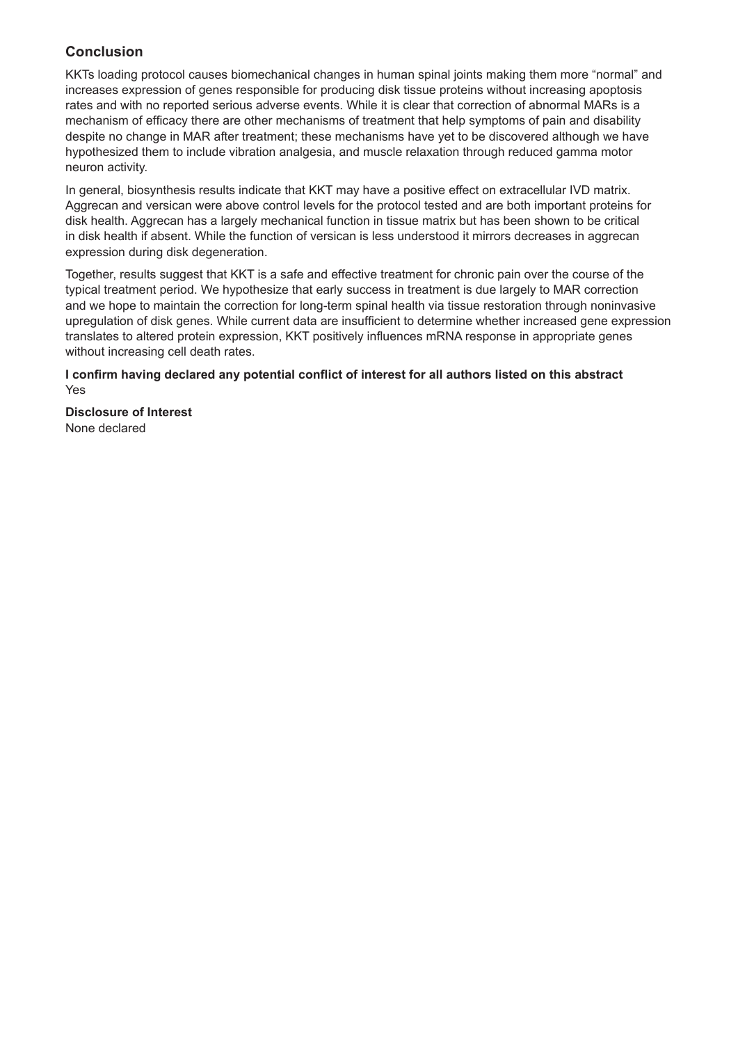## Conclusion

KKTs loading protocol causes biomechanical changes in human spinal joints making them more “normal” and increases expression of genes responsible for producing disk tissue proteins without increasing apoptosis rates and with no reported serious adverse events. While it is clear that correction of abnormal MARs is a mechanism of efficacy there are other mechanisms of treatment that help symptoms of pain and disability despite no change in MAR after treatment; these mechanisms have yet to be discovered although we have hypothesized them to include vibration analgesia, and muscle relaxation through reduced gamma motor neuron activity.

In general, biosynthesis results indicate that KKT may have a positive effect on extracellular IVD matrix. Aggrecan and versican were above control levels for the protocol tested and are both important proteins for disk health. Aggrecan has a largely mechanical function in tissue matrix but has been shown to be critical in disk health if absent. While the function of versican is less understood it mirrors decreases in aggrecan expression during disk degeneration.

Together, results suggest that KKT is a safe and effective treatment for chronic pain over the course of the typical treatment period. We hypothesize that early success in treatment is due largely to MAR correction and we hope to maintain the correction for long-term spinal health via tissue restoration through noninvasive upregulation of disk genes. While current data are insufficient to determine whether increased gene expression translates to altered protein expression, KKT positively influences mRNA response in appropriate genes without increasing cell death rates.

**I confirm having declared any potential conflict of interest for all authors listed on this abstract**
Yes

**Disclosure of Interest**
None declared